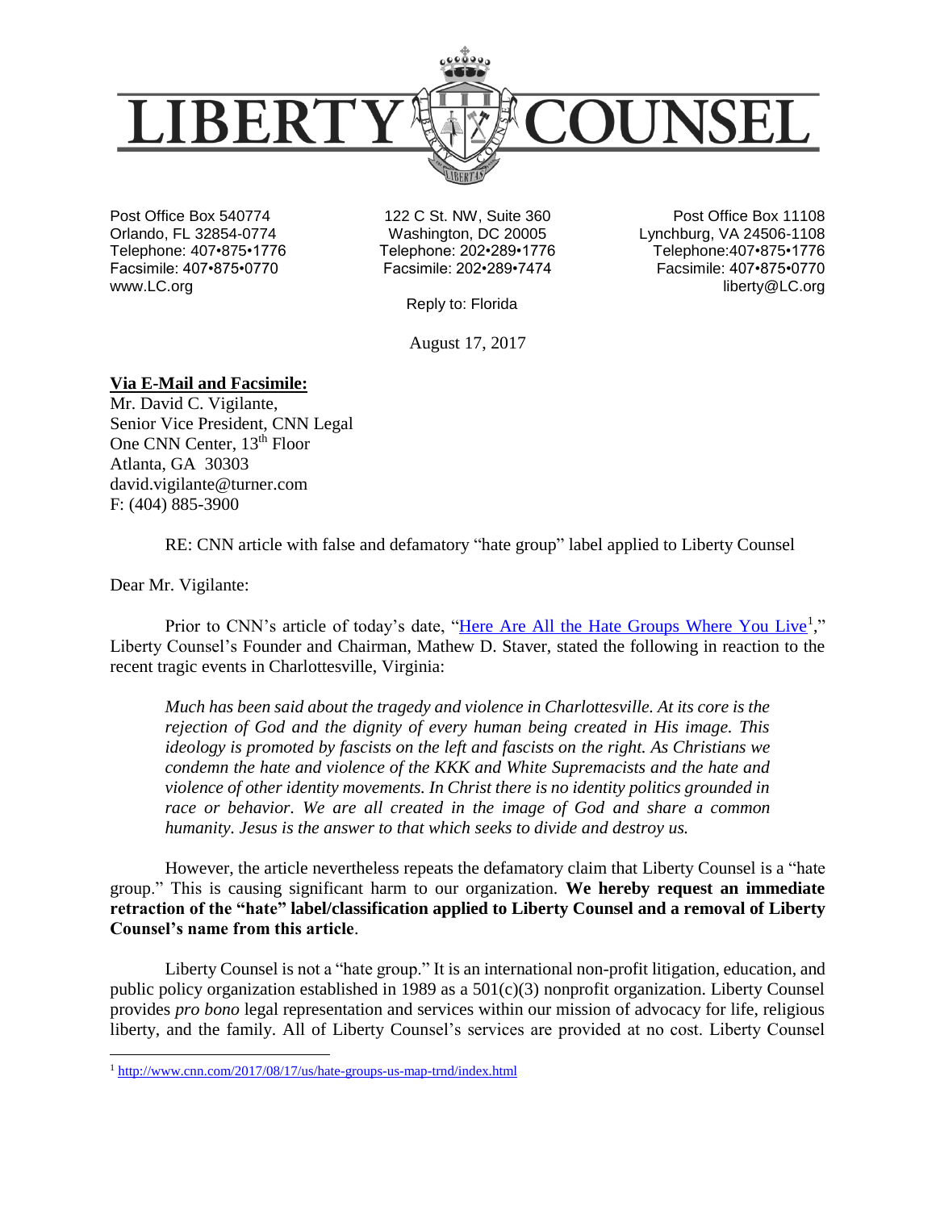# LIBERTY COUNSEL

Post Office Box 540774
Orlando, FL 32854-0774
Telephone: 407•875•1776
Facsimile: 407•875•0770
www.LC.org

122 C St. NW, Suite 360
Washington, DC 20005
Telephone: 202•289•1776
Facsimile: 202•289•7474

Post Office Box 11108
Lynchburg, VA 24506-1108
Telephone:407•875•1776
Facsimile: 407•875•0770
liberty@LC.org

Reply to: Florida

August 17, 2017

**Via E-Mail and Facsimile:**
Mr. David C. Vigilante,
Senior Vice President, CNN Legal
One CNN Center, 13th Floor
Atlanta, GA 30303
david.vigilante@turner.com
F: (404) 885-3900

RE: CNN article with false and defamatory "hate group" label applied to Liberty Counsel

Dear Mr. Vigilante:

Prior to CNN's article of today's date, "Here Are All the Hate Groups Where You Live[1]," Liberty Counsel's Founder and Chairman, Mathew D. Staver, stated the following in reaction to the recent tragic events in Charlottesville, Virginia:

> *Much has been said about the tragedy and violence in Charlottesville. At its core is the rejection of God and the dignity of every human being created in His image. This ideology is promoted by fascists on the left and fascists on the right. As Christians we condemn the hate and violence of the KKK and White Supremacists and the hate and violence of other identity movements. In Christ there is no identity politics grounded in race or behavior. We are all created in the image of God and share a common humanity. Jesus is the answer to that which seeks to divide and destroy us.*

However, the article nevertheless repeats the defamatory claim that Liberty Counsel is a "hate group." This is causing significant harm to our organization. **We hereby request an immediate retraction of the "hate" label/classification applied to Liberty Counsel and a removal of Liberty Counsel's name from this article**.

Liberty Counsel is not a "hate group." It is an international non-profit litigation, education, and public policy organization established in 1989 as a 501(c)(3) nonprofit organization. Liberty Counsel provides *pro bono* legal representation and services within our mission of advocacy for life, religious liberty, and the family. All of Liberty Counsel's services are provided at no cost. Liberty Counsel

---

[1] http://www.cnn.com/2017/08/17/us/hate-groups-us-map-trnd/index.html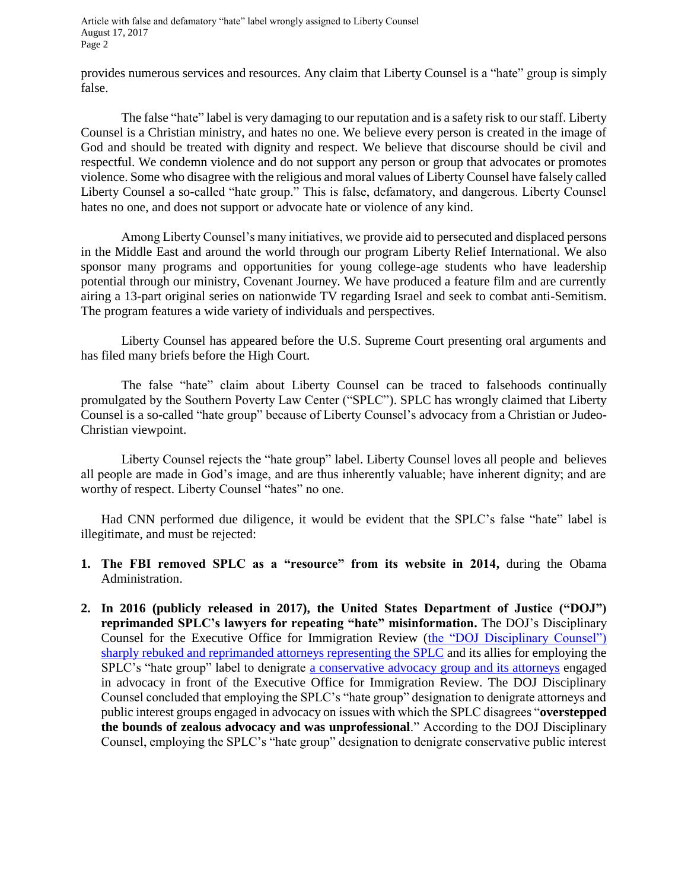provides numerous services and resources. Any claim that Liberty Counsel is a "hate" group is simply false.

The false "hate" label is very damaging to our reputation and is a safety risk to our staff. Liberty Counsel is a Christian ministry, and hates no one. We believe every person is created in the image of God and should be treated with dignity and respect. We believe that discourse should be civil and respectful. We condemn violence and do not support any person or group that advocates or promotes violence. Some who disagree with the religious and moral values of Liberty Counsel have falsely called Liberty Counsel a so-called "hate group." This is false, defamatory, and dangerous. Liberty Counsel hates no one, and does not support or advocate hate or violence of any kind.

Among Liberty Counsel's many initiatives, we provide aid to persecuted and displaced persons in the Middle East and around the world through our program Liberty Relief International. We also sponsor many programs and opportunities for young college-age students who have leadership potential through our ministry, Covenant Journey. We have produced a feature film and are currently airing a 13-part original series on nationwide TV regarding Israel and seek to combat anti-Semitism. The program features a wide variety of individuals and perspectives.

Liberty Counsel has appeared before the U.S. Supreme Court presenting oral arguments and has filed many briefs before the High Court.

The false "hate" claim about Liberty Counsel can be traced to falsehoods continually promulgated by the Southern Poverty Law Center ("SPLC"). SPLC has wrongly claimed that Liberty Counsel is a so-called "hate group" because of Liberty Counsel's advocacy from a Christian or Judeo-Christian viewpoint.

Liberty Counsel rejects the "hate group" label. Liberty Counsel loves all people and believes all people are made in God's image, and are thus inherently valuable; have inherent dignity; and are worthy of respect. Liberty Counsel "hates" no one.

Had CNN performed due diligence, it would be evident that the SPLC's false "hate" label is illegitimate, and must be rejected:

1. **The FBI removed SPLC as a "resource" from its website in 2014,** during the Obama Administration.

2. **In 2016 (publicly released in 2017), the United States Department of Justice ("DOJ") reprimanded SPLC's lawyers for repeating "hate" misinformation.** The DOJ's Disciplinary Counsel for the Executive Office for Immigration Review (the "DOJ Disciplinary Counsel") sharply rebuked and reprimanded attorneys representing the SPLC and its allies for employing the SPLC's "hate group" label to denigrate a conservative advocacy group and its attorneys engaged in advocacy in front of the Executive Office for Immigration Review. The DOJ Disciplinary Counsel concluded that employing the SPLC's "hate group" designation to denigrate attorneys and public interest groups engaged in advocacy on issues with which the SPLC disagrees "**overstepped the bounds of zealous advocacy and was unprofessional**." According to the DOJ Disciplinary Counsel, employing the SPLC's "hate group" designation to denigrate conservative public interest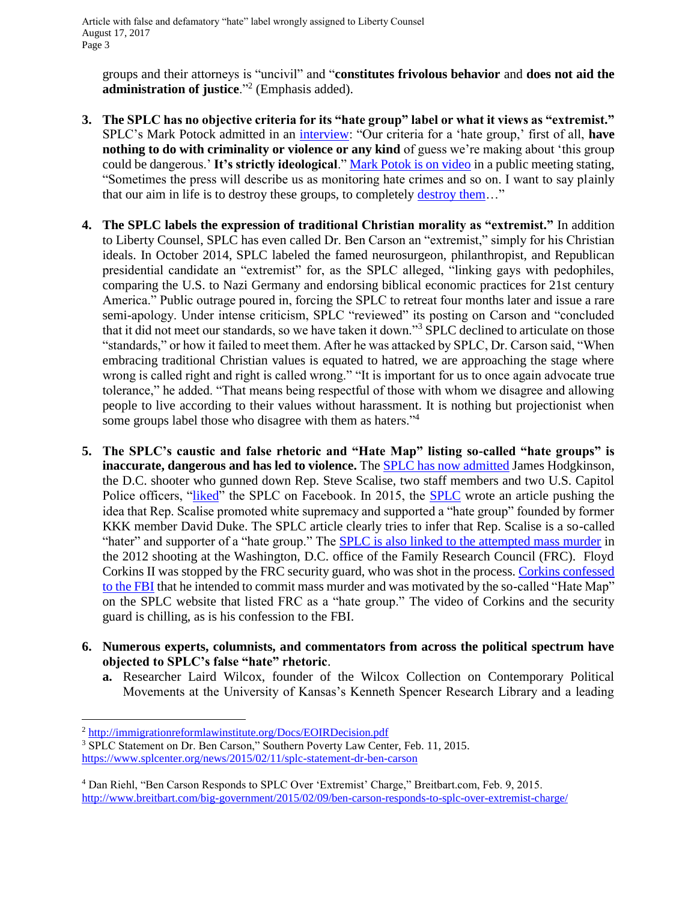groups and their attorneys is "uncivil" and "**constitutes frivolous behavior** and **does not aid the administration of justice**."[2] (Emphasis added).

3. **The SPLC has no objective criteria for its "hate group" label or what it views as "extremist."** SPLC's Mark Potock admitted in an interview: "Our criteria for a 'hate group,' first of all, **have nothing to do with criminality or violence or any kind** of guess we're making about 'this group could be dangerous.' **It's strictly ideological**." Mark Potok is on video in a public meeting stating, "Sometimes the press will describe us as monitoring hate crimes and so on. I want to say plainly that our aim in life is to destroy these groups, to completely destroy them…"

4. **The SPLC labels the expression of traditional Christian morality as "extremist."** In addition to Liberty Counsel, SPLC has even called Dr. Ben Carson an "extremist," simply for his Christian ideals. In October 2014, SPLC labeled the famed neurosurgeon, philanthropist, and Republican presidential candidate an "extremist" for, as the SPLC alleged, "linking gays with pedophiles, comparing the U.S. to Nazi Germany and endorsing biblical economic practices for 21st century America." Public outrage poured in, forcing the SPLC to retreat four months later and issue a rare semi-apology. Under intense criticism, SPLC "reviewed" its posting on Carson and "concluded that it did not meet our standards, so we have taken it down."[3] SPLC declined to articulate on those "standards," or how it failed to meet them. After he was attacked by SPLC, Dr. Carson said, "When embracing traditional Christian values is equated to hatred, we are approaching the stage where wrong is called right and right is called wrong." "It is important for us to once again advocate true tolerance," he added. "That means being respectful of those with whom we disagree and allowing people to live according to their values without harassment. It is nothing but projectionist when some groups label those who disagree with them as haters."[4]

5. **The SPLC's caustic and false rhetoric and "Hate Map" listing so-called "hate groups" is inaccurate, dangerous and has led to violence.** The SPLC has now admitted James Hodgkinson, the D.C. shooter who gunned down Rep. Steve Scalise, two staff members and two U.S. Capitol Police officers, "liked" the SPLC on Facebook. In 2015, the SPLC wrote an article pushing the idea that Rep. Scalise promoted white supremacy and supported a "hate group" founded by former KKK member David Duke. The SPLC article clearly tries to infer that Rep. Scalise is a so-called "hater" and supporter of a "hate group." The SPLC is also linked to the attempted mass murder in the 2012 shooting at the Washington, D.C. office of the Family Research Council (FRC). Floyd Corkins II was stopped by the FRC security guard, who was shot in the process. Corkins confessed to the FBI that he intended to commit mass murder and was motivated by the so-called "Hate Map" on the SPLC website that listed FRC as a "hate group." The video of Corkins and the security guard is chilling, as is his confession to the FBI.

6. **Numerous experts, columnists, and commentators from across the political spectrum have objected to SPLC's false "hate" rhetoric**.
   a. Researcher Laird Wilcox, founder of the Wilcox Collection on Contemporary Political Movements at the University of Kansas's Kenneth Spencer Research Library and a leading

---

[2] http://immigrationreformlawinstitute.org/Docs/EOIRDecision.pdf

[3] SPLC Statement on Dr. Ben Carson," Southern Poverty Law Center, Feb. 11, 2015. https://www.splcenter.org/news/2015/02/11/splc-statement-dr-ben-carson

[4] Dan Riehl, "Ben Carson Responds to SPLC Over 'Extremist' Charge," Breitbart.com, Feb. 9, 2015. http://www.breitbart.com/big-government/2015/02/09/ben-carson-responds-to-splc-over-extremist-charge/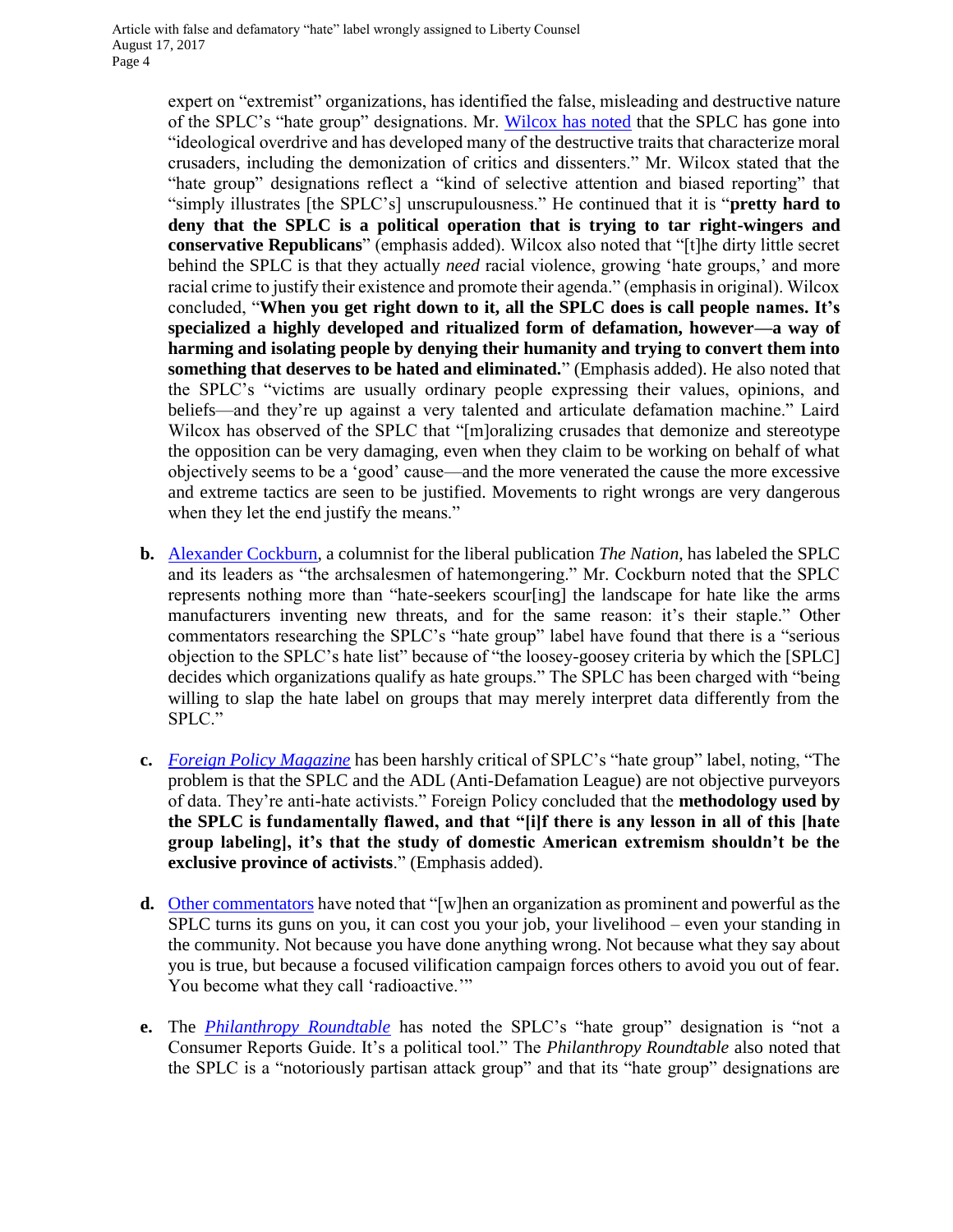expert on "extremist" organizations, has identified the false, misleading and destructive nature of the SPLC's "hate group" designations. Mr. Wilcox has noted that the SPLC has gone into "ideological overdrive and has developed many of the destructive traits that characterize moral crusaders, including the demonization of critics and dissenters." Mr. Wilcox stated that the "hate group" designations reflect a "kind of selective attention and biased reporting" that "simply illustrates [the SPLC's] unscrupulousness." He continued that it is "**pretty hard to deny that the SPLC is a political operation that is trying to tar right-wingers and conservative Republicans**" (emphasis added). Wilcox also noted that "[t]he dirty little secret behind the SPLC is that they actually *need* racial violence, growing 'hate groups,' and more racial crime to justify their existence and promote their agenda." (emphasis in original). Wilcox concluded, "**When you get right down to it, all the SPLC does is call people names. It's specialized a highly developed and ritualized form of defamation, however—a way of harming and isolating people by denying their humanity and trying to convert them into something that deserves to be hated and eliminated.**" (Emphasis added). He also noted that the SPLC's "victims are usually ordinary people expressing their values, opinions, and beliefs—and they're up against a very talented and articulate defamation machine." Laird Wilcox has observed of the SPLC that "[m]oralizing crusades that demonize and stereotype the opposition can be very damaging, even when they claim to be working on behalf of what objectively seems to be a 'good' cause—and the more venerated the cause the more excessive and extreme tactics are seen to be justified. Movements to right wrongs are very dangerous when they let the end justify the means."

**b.** Alexander Cockburn, a columnist for the liberal publication *The Nation*, has labeled the SPLC and its leaders as "the archsalesmen of hatemongering." Mr. Cockburn noted that the SPLC represents nothing more than "hate-seekers scour[ing] the landscape for hate like the arms manufacturers inventing new threats, and for the same reason: it's their staple." Other commentators researching the SPLC's "hate group" label have found that there is a "serious objection to the SPLC's hate list" because of "the loosey-goosey criteria by which the [SPLC] decides which organizations qualify as hate groups." The SPLC has been charged with "being willing to slap the hate label on groups that may merely interpret data differently from the SPLC."

**c.** *Foreign Policy Magazine* has been harshly critical of SPLC's "hate group" label, noting, "The problem is that the SPLC and the ADL (Anti-Defamation League) are not objective purveyors of data. They're anti-hate activists." Foreign Policy concluded that the **methodology used by the SPLC is fundamentally flawed, and that "[i]f there is any lesson in all of this [hate group labeling], it's that the study of domestic American extremism shouldn't be the exclusive province of activists**." (Emphasis added).

**d.** Other commentators have noted that "[w]hen an organization as prominent and powerful as the SPLC turns its guns on you, it can cost you your job, your livelihood – even your standing in the community. Not because you have done anything wrong. Not because what they say about you is true, but because a focused vilification campaign forces others to avoid you out of fear. You become what they call 'radioactive.'"

**e.** The *Philanthropy Roundtable* has noted the SPLC's "hate group" designation is "not a Consumer Reports Guide. It's a political tool." The *Philanthropy Roundtable* also noted that the SPLC is a "notoriously partisan attack group" and that its "hate group" designations are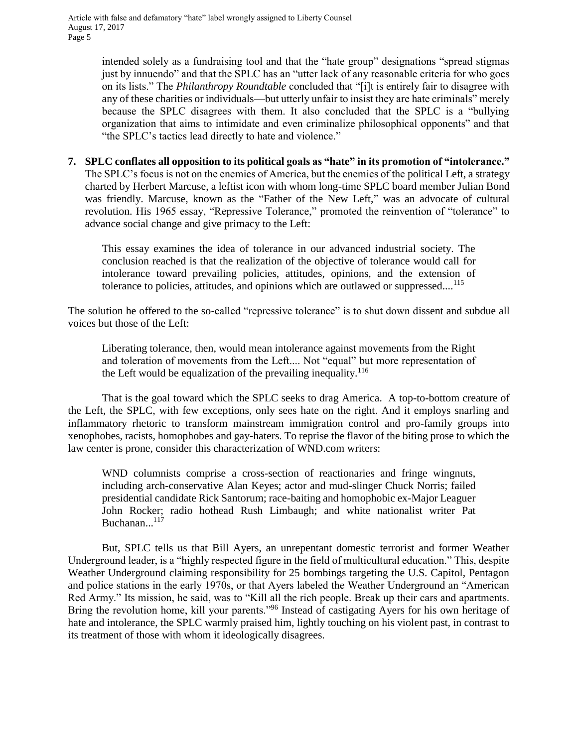intended solely as a fundraising tool and that the "hate group" designations "spread stigmas just by innuendo" and that the SPLC has an "utter lack of any reasonable criteria for who goes on its lists." The *Philanthropy Roundtable* concluded that "[i]t is entirely fair to disagree with any of these charities or individuals—but utterly unfair to insist they are hate criminals" merely because the SPLC disagrees with them. It also concluded that the SPLC is a "bullying organization that aims to intimidate and even criminalize philosophical opponents" and that "the SPLC's tactics lead directly to hate and violence."

7. **SPLC conflates all opposition to its political goals as "hate" in its promotion of "intolerance."** The SPLC's focus is not on the enemies of America, but the enemies of the political Left, a strategy charted by Herbert Marcuse, a leftist icon with whom long-time SPLC board member Julian Bond was friendly. Marcuse, known as the "Father of the New Left," was an advocate of cultural revolution. His 1965 essay, "Repressive Tolerance," promoted the reinvention of "tolerance" to advance social change and give primacy to the Left:

> This essay examines the idea of tolerance in our advanced industrial society. The conclusion reached is that the realization of the objective of tolerance would call for intolerance toward prevailing policies, attitudes, opinions, and the extension of tolerance to policies, attitudes, and opinions which are outlawed or suppressed....[115]

The solution he offered to the so-called "repressive tolerance" is to shut down dissent and subdue all voices but those of the Left:

> Liberating tolerance, then, would mean intolerance against movements from the Right and toleration of movements from the Left.... Not "equal" but more representation of the Left would be equalization of the prevailing inequality.[116]

That is the goal toward which the SPLC seeks to drag America. A top-to-bottom creature of the Left, the SPLC, with few exceptions, only sees hate on the right. And it employs snarling and inflammatory rhetoric to transform mainstream immigration control and pro-family groups into xenophobes, racists, homophobes and gay-haters. To reprise the flavor of the biting prose to which the law center is prone, consider this characterization of WND.com writers:

> WND columnists comprise a cross-section of reactionaries and fringe wingnuts, including arch-conservative Alan Keyes; actor and mud-slinger Chuck Norris; failed presidential candidate Rick Santorum; race-baiting and homophobic ex-Major Leaguer John Rocker; radio hothead Rush Limbaugh; and white nationalist writer Pat Buchanan...[117]

But, SPLC tells us that Bill Ayers, an unrepentant domestic terrorist and former Weather Underground leader, is a "highly respected figure in the field of multicultural education." This, despite Weather Underground claiming responsibility for 25 bombings targeting the U.S. Capitol, Pentagon and police stations in the early 1970s, or that Ayers labeled the Weather Underground an "American Red Army." Its mission, he said, was to "Kill all the rich people. Break up their cars and apartments. Bring the revolution home, kill your parents."[96] Instead of castigating Ayers for his own heritage of hate and intolerance, the SPLC warmly praised him, lightly touching on his violent past, in contrast to its treatment of those with whom it ideologically disagrees.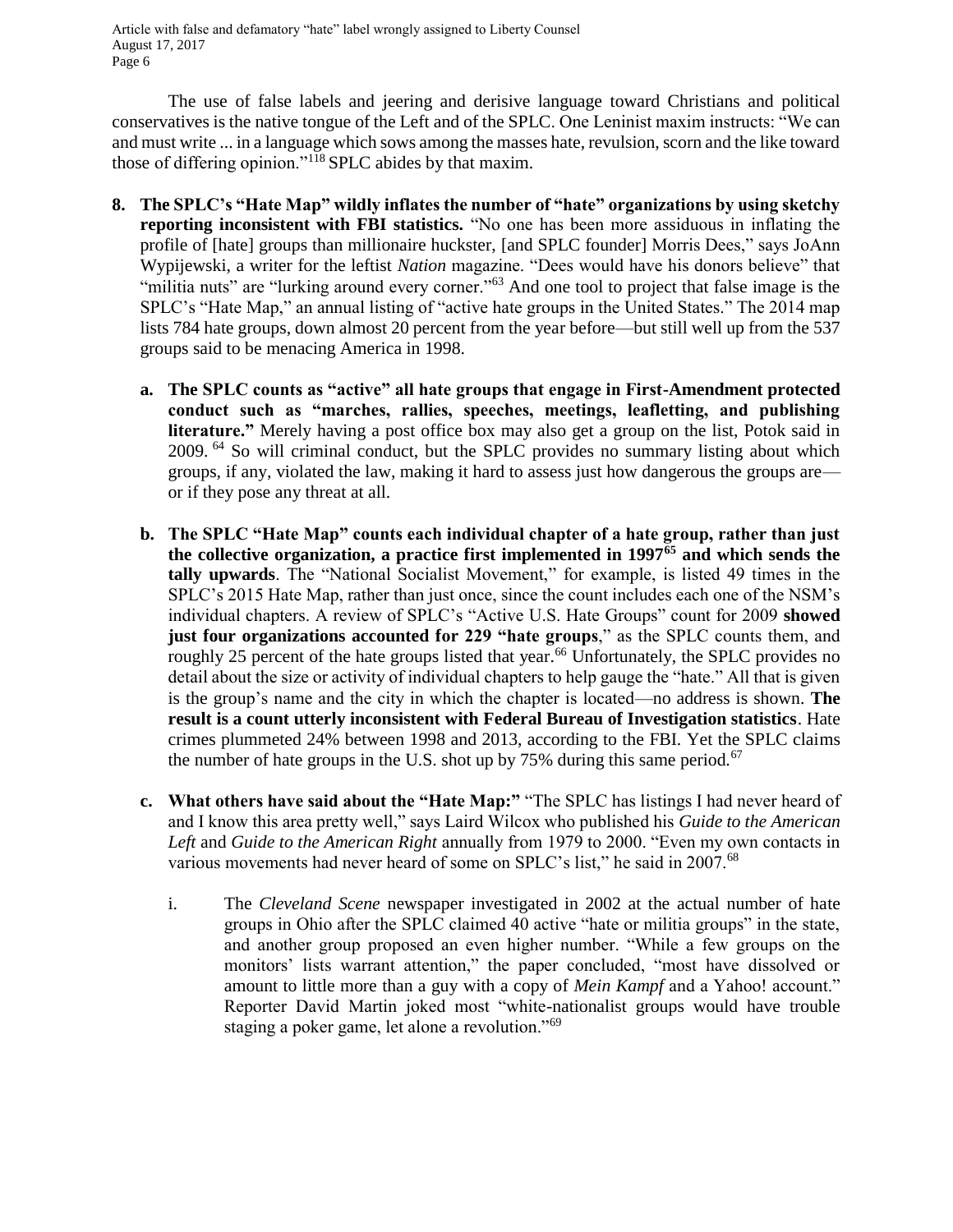The use of false labels and jeering and derisive language toward Christians and political conservatives is the native tongue of the Left and of the SPLC. One Leninist maxim instructs: "We can and must write ... in a language which sows among the masses hate, revulsion, scorn and the like toward those of differing opinion."[118] SPLC abides by that maxim.

8. **The SPLC's "Hate Map" wildly inflates the number of "hate" organizations by using sketchy reporting inconsistent with FBI statistics.** "No one has been more assiduous in inflating the profile of [hate] groups than millionaire huckster, [and SPLC founder] Morris Dees," says JoAnn Wypijewski, a writer for the leftist *Nation* magazine. "Dees would have his donors believe" that "militia nuts" are "lurking around every corner."[63] And one tool to project that false image is the SPLC's "Hate Map," an annual listing of "active hate groups in the United States." The 2014 map lists 784 hate groups, down almost 20 percent from the year before—but still well up from the 537 groups said to be menacing America in 1998.

   a. **The SPLC counts as "active" all hate groups that engage in First-Amendment protected conduct such as "marches, rallies, speeches, meetings, leafletting, and publishing literature."** Merely having a post office box may also get a group on the list, Potok said in 2009.[64] So will criminal conduct, but the SPLC provides no summary listing about which groups, if any, violated the law, making it hard to assess just how dangerous the groups are—or if they pose any threat at all.

   b. **The SPLC "Hate Map" counts each individual chapter of a hate group, rather than just the collective organization, a practice first implemented in 1997[65] and which sends the tally upwards**. The "National Socialist Movement," for example, is listed 49 times in the SPLC's 2015 Hate Map, rather than just once, since the count includes each one of the NSM's individual chapters. A review of SPLC's "Active U.S. Hate Groups" count for 2009 **showed just four organizations accounted for 229 "hate groups**," as the SPLC counts them, and roughly 25 percent of the hate groups listed that year.[66] Unfortunately, the SPLC provides no detail about the size or activity of individual chapters to help gauge the "hate." All that is given is the group's name and the city in which the chapter is located—no address is shown. **The result is a count utterly inconsistent with Federal Bureau of Investigation statistics**. Hate crimes plummeted 24% between 1998 and 2013, according to the FBI. Yet the SPLC claims the number of hate groups in the U.S. shot up by 75% during this same period.[67]

   c. **What others have said about the "Hate Map:"** "The SPLC has listings I had never heard of and I know this area pretty well," says Laird Wilcox who published his *Guide to the American Left* and *Guide to the American Right* annually from 1979 to 2000. "Even my own contacts in various movements had never heard of some on SPLC's list," he said in 2007.[68]

      i. The *Cleveland Scene* newspaper investigated in 2002 at the actual number of hate groups in Ohio after the SPLC claimed 40 active "hate or militia groups" in the state, and another group proposed an even higher number. "While a few groups on the monitors' lists warrant attention," the paper concluded, "most have dissolved or amount to little more than a guy with a copy of *Mein Kampf* and a Yahoo! account." Reporter David Martin joked most "white-nationalist groups would have trouble staging a poker game, let alone a revolution."[69]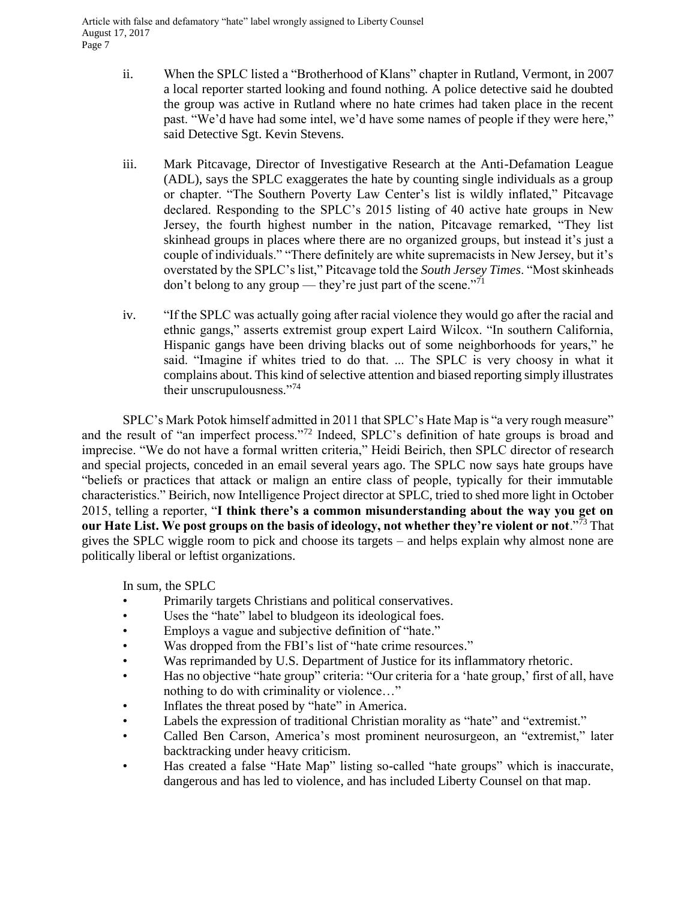ii. When the SPLC listed a "Brotherhood of Klans" chapter in Rutland, Vermont, in 2007 a local reporter started looking and found nothing. A police detective said he doubted the group was active in Rutland where no hate crimes had taken place in the recent past. "We'd have had some intel, we'd have some names of people if they were here," said Detective Sgt. Kevin Stevens.

iii. Mark Pitcavage, Director of Investigative Research at the Anti-Defamation League (ADL), says the SPLC exaggerates the hate by counting single individuals as a group or chapter. "The Southern Poverty Law Center's list is wildly inflated," Pitcavage declared. Responding to the SPLC's 2015 listing of 40 active hate groups in New Jersey, the fourth highest number in the nation, Pitcavage remarked, "They list skinhead groups in places where there are no organized groups, but instead it's just a couple of individuals." "There definitely are white supremacists in New Jersey, but it's overstated by the SPLC's list," Pitcavage told the *South Jersey Times*. "Most skinheads don't belong to any group — they're just part of the scene."[71]

iv. "If the SPLC was actually going after racial violence they would go after the racial and ethnic gangs," asserts extremist group expert Laird Wilcox. "In southern California, Hispanic gangs have been driving blacks out of some neighborhoods for years," he said. "Imagine if whites tried to do that. ... The SPLC is very choosy in what it complains about. This kind of selective attention and biased reporting simply illustrates their unscrupulousness."[74]

SPLC's Mark Potok himself admitted in 2011 that SPLC's Hate Map is "a very rough measure" and the result of "an imperfect process."[72] Indeed, SPLC's definition of hate groups is broad and imprecise. "We do not have a formal written criteria," Heidi Beirich, then SPLC director of research and special projects, conceded in an email several years ago. The SPLC now says hate groups have "beliefs or practices that attack or malign an entire class of people, typically for their immutable characteristics." Beirich, now Intelligence Project director at SPLC, tried to shed more light in October 2015, telling a reporter, "**I think there's a common misunderstanding about the way you get on our Hate List. We post groups on the basis of ideology, not whether they're violent or not**."[73] That gives the SPLC wiggle room to pick and choose its targets – and helps explain why almost none are politically liberal or leftist organizations.

In sum, the SPLC

- Primarily targets Christians and political conservatives.
- Uses the "hate" label to bludgeon its ideological foes.
- Employs a vague and subjective definition of "hate."
- Was dropped from the FBI's list of "hate crime resources."
- Was reprimanded by U.S. Department of Justice for its inflammatory rhetoric.
- Has no objective "hate group" criteria: "Our criteria for a 'hate group,' first of all, have nothing to do with criminality or violence…"
- Inflates the threat posed by "hate" in America.
- Labels the expression of traditional Christian morality as "hate" and "extremist."
- Called Ben Carson, America's most prominent neurosurgeon, an "extremist," later backtracking under heavy criticism.
- Has created a false "Hate Map" listing so-called "hate groups" which is inaccurate, dangerous and has led to violence, and has included Liberty Counsel on that map.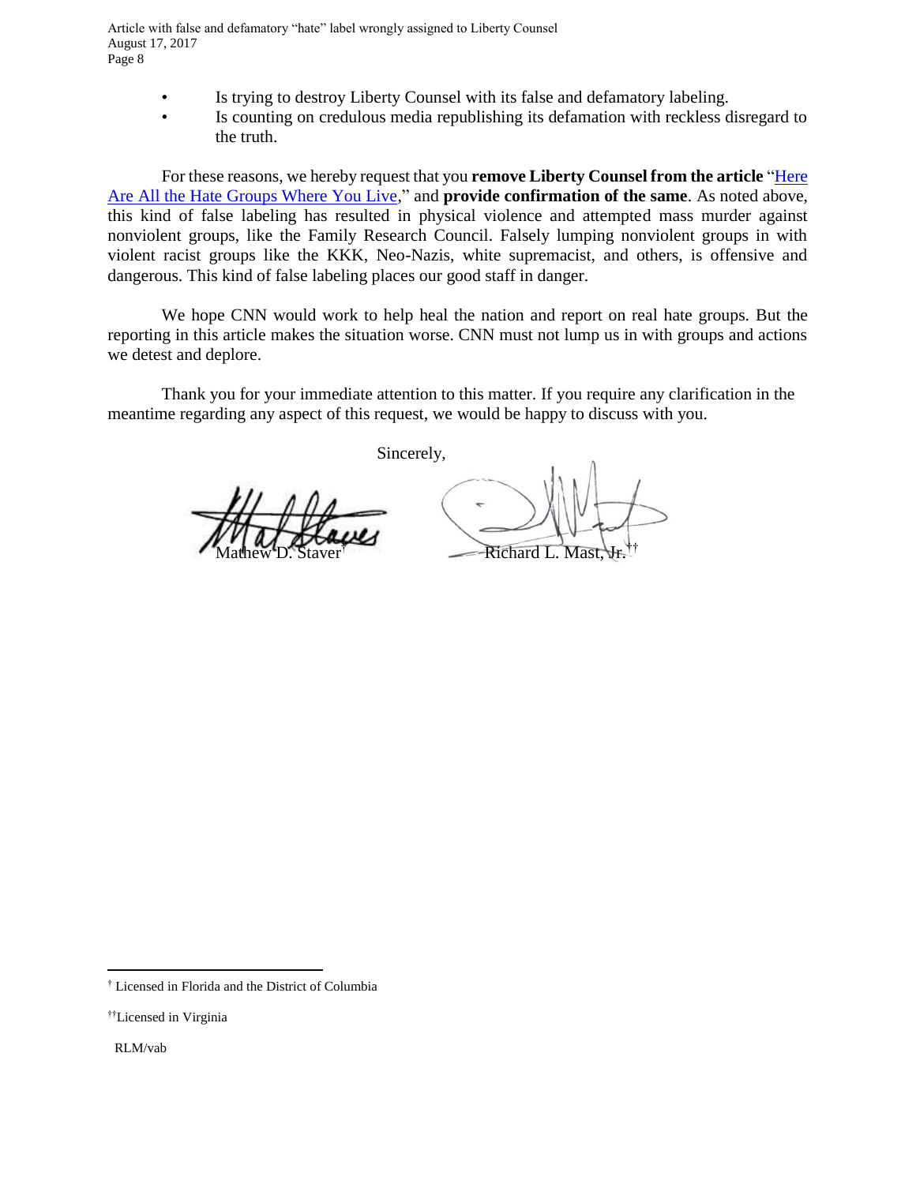- Is trying to destroy Liberty Counsel with its false and defamatory labeling.
- Is counting on credulous media republishing its defamation with reckless disregard to the truth.

For these reasons, we hereby request that you **remove Liberty Counsel from the article** "Here Are All the Hate Groups Where You Live," and **provide confirmation of the same**. As noted above, this kind of false labeling has resulted in physical violence and attempted mass murder against nonviolent groups, like the Family Research Council. Falsely lumping nonviolent groups in with violent racist groups like the KKK, Neo-Nazis, white supremacist, and others, is offensive and dangerous. This kind of false labeling places our good staff in danger.

We hope CNN would work to help heal the nation and report on real hate groups. But the reporting in this article makes the situation worse. CNN must not lump us in with groups and actions we detest and deplore.

Thank you for your immediate attention to this matter. If you require any clarification in the meantime regarding any aspect of this request, we would be happy to discuss with you.

Sincerely,

Mathew D. Staver[†]　　　Richard L. Mast, Jr.[††]

[†] Licensed in Florida and the District of Columbia

[††] Licensed in Virginia

RLM/vab